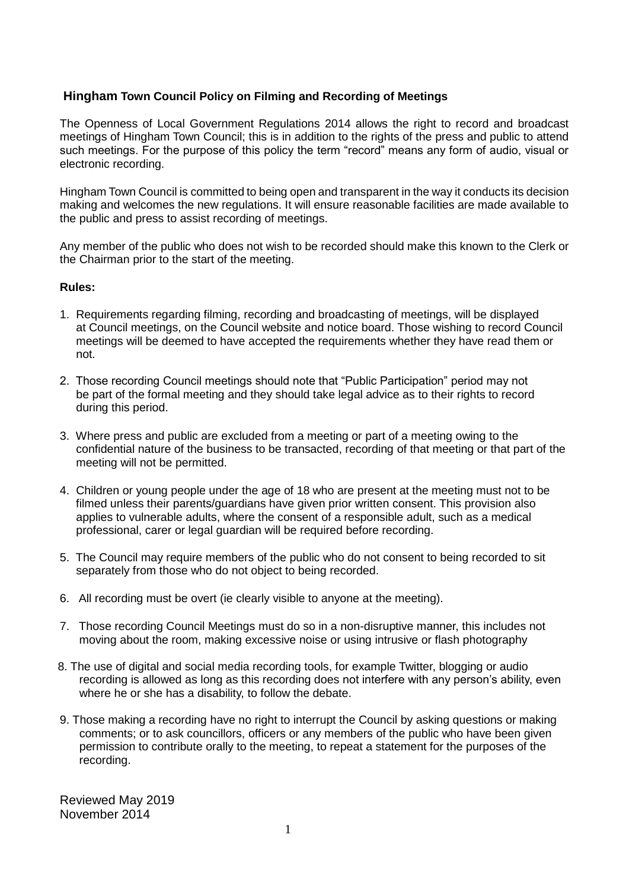**Hingham Town Council Policy on Filming and Recording of Meetings**

The Openness of Local Government Regulations 2014 allows the right to record and broadcast meetings of Hingham Town Council; this is in addition to the rights of the press and public to attend such meetings. For the purpose of this policy the term "record" means any form of audio, visual or electronic recording.

Hingham Town Council is committed to being open and transparent in the way it conducts its decision making and welcomes the new regulations. It will ensure reasonable facilities are made available to the public and press to assist recording of meetings.

Any member of the public who does not wish to be recorded should make this known to the Clerk or the Chairman prior to the start of the meeting.

**Rules:**

1. Requirements regarding filming, recording and broadcasting of meetings, will be displayed at Council meetings, on the Council website and notice board. Those wishing to record Council meetings will be deemed to have accepted the requirements whether they have read them or not.
2. Those recording Council meetings should note that "Public Participation" period may not be part of the formal meeting and they should take legal advice as to their rights to record during this period.
3. Where press and public are excluded from a meeting or part of a meeting owing to the confidential nature of the business to be transacted, recording of that meeting or that part of the meeting will not be permitted.
4. Children or young people under the age of 18 who are present at the meeting must not to be filmed unless their parents/guardians have given prior written consent. This provision also applies to vulnerable adults, where the consent of a responsible adult, such as a medical professional, carer or legal guardian will be required before recording.
5. The Council may require members of the public who do not consent to being recorded to sit separately from those who do not object to being recorded.
6. All recording must be overt (ie clearly visible to anyone at the meeting).
7. Those recording Council Meetings must do so in a non-disruptive manner, this includes not moving about the room, making excessive noise or using intrusive or flash photography
8. The use of digital and social media recording tools, for example Twitter, blogging or audio recording is allowed as long as this recording does not interfere with any person's ability, even where he or she has a disability, to follow the debate.
9. Those making a recording have no right to interrupt the Council by asking questions or making comments; or to ask councillors, officers or any members of the public who have been given permission to contribute orally to the meeting, to repeat a statement for the purposes of the recording.

Reviewed May 2019
November 2014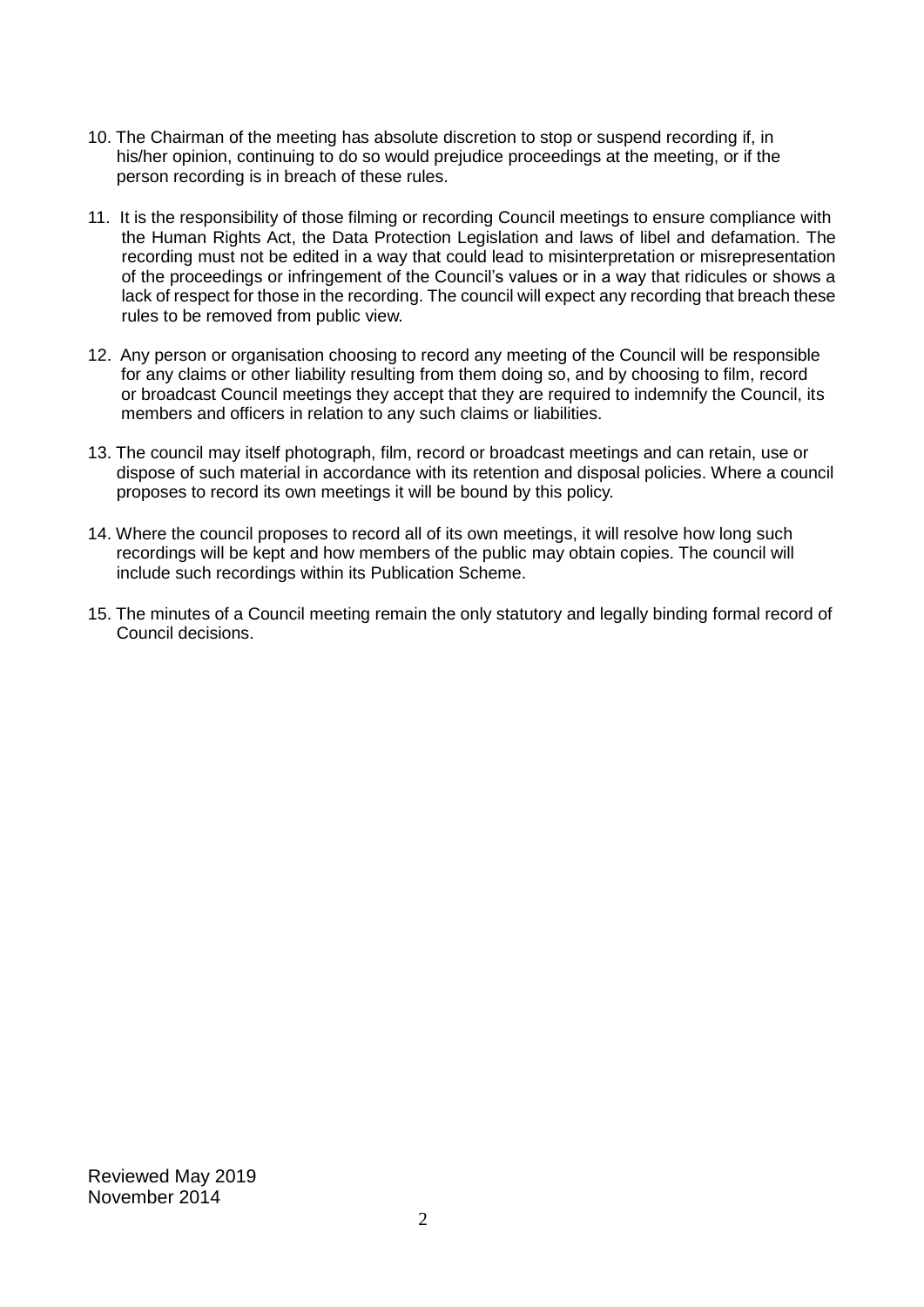10. The Chairman of the meeting has absolute discretion to stop or suspend recording if, in his/her opinion, continuing to do so would prejudice proceedings at the meeting, or if the person recording is in breach of these rules.

11. It is the responsibility of those filming or recording Council meetings to ensure compliance with the Human Rights Act, the Data Protection Legislation and laws of libel and defamation. The recording must not be edited in a way that could lead to misinterpretation or misrepresentation of the proceedings or infringement of the Council's values or in a way that ridicules or shows a lack of respect for those in the recording. The council will expect any recording that breach these rules to be removed from public view.

12. Any person or organisation choosing to record any meeting of the Council will be responsible for any claims or other liability resulting from them doing so, and by choosing to film, record or broadcast Council meetings they accept that they are required to indemnify the Council, its members and officers in relation to any such claims or liabilities.

13. The council may itself photograph, film, record or broadcast meetings and can retain, use or dispose of such material in accordance with its retention and disposal policies. Where a council proposes to record its own meetings it will be bound by this policy.

14. Where the council proposes to record all of its own meetings, it will resolve how long such recordings will be kept and how members of the public may obtain copies. The council will include such recordings within its Publication Scheme.

15. The minutes of a Council meeting remain the only statutory and legally binding formal record of Council decisions.

Reviewed May 2019
November 2014